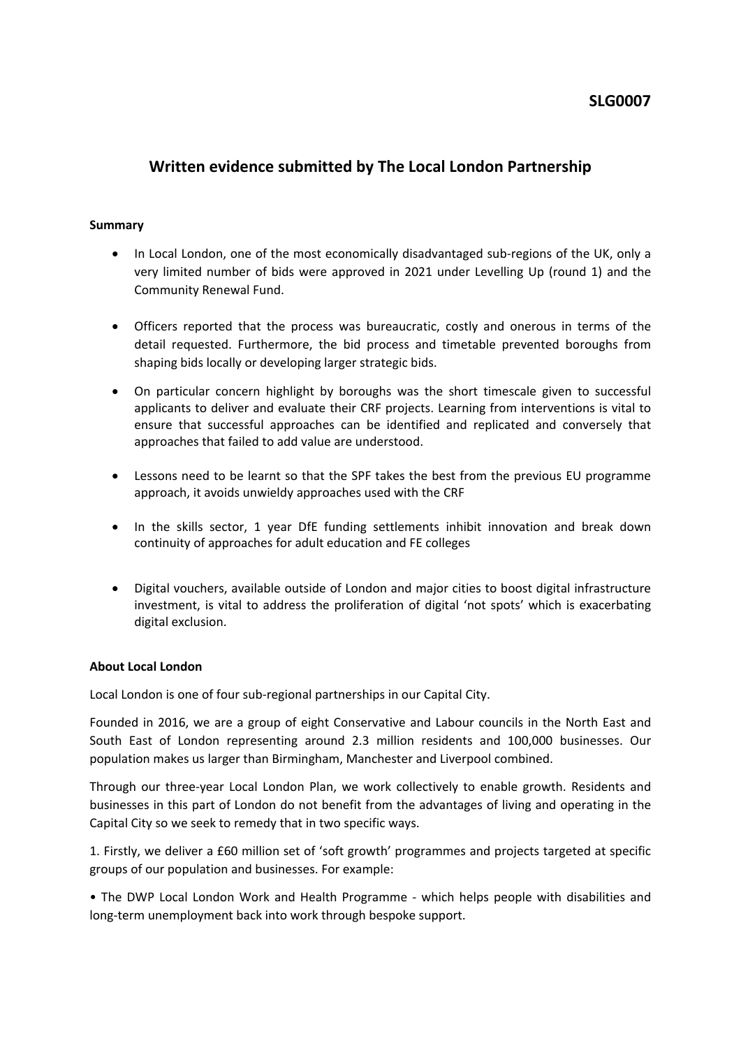**SLG0007**

## Written evidence submitted by The Local London Partnership

**Summary**

- In Local London, one of the most economically disadvantaged sub-regions of the UK, only a very limited number of bids were approved in 2021 under Levelling Up (round 1) and the Community Renewal Fund.

- Officers reported that the process was bureaucratic, costly and onerous in terms of the detail requested. Furthermore, the bid process and timetable prevented boroughs from shaping bids locally or developing larger strategic bids.

- On particular concern highlight by boroughs was the short timescale given to successful applicants to deliver and evaluate their CRF projects. Learning from interventions is vital to ensure that successful approaches can be identified and replicated and conversely that approaches that failed to add value are understood.

- Lessons need to be learnt so that the SPF takes the best from the previous EU programme approach, it avoids unwieldy approaches used with the CRF

- In the skills sector, 1 year DfE funding settlements inhibit innovation and break down continuity of approaches for adult education and FE colleges

- Digital vouchers, available outside of London and major cities to boost digital infrastructure investment, is vital to address the proliferation of digital 'not spots' which is exacerbating digital exclusion.

**About Local London**

Local London is one of four sub-regional partnerships in our Capital City.

Founded in 2016, we are a group of eight Conservative and Labour councils in the North East and South East of London representing around 2.3 million residents and 100,000 businesses. Our population makes us larger than Birmingham, Manchester and Liverpool combined.

Through our three-year Local London Plan, we work collectively to enable growth. Residents and businesses in this part of London do not benefit from the advantages of living and operating in the Capital City so we seek to remedy that in two specific ways.

1. Firstly, we deliver a £60 million set of 'soft growth' programmes and projects targeted at specific groups of our population and businesses. For example:

• The DWP Local London Work and Health Programme - which helps people with disabilities and long-term unemployment back into work through bespoke support.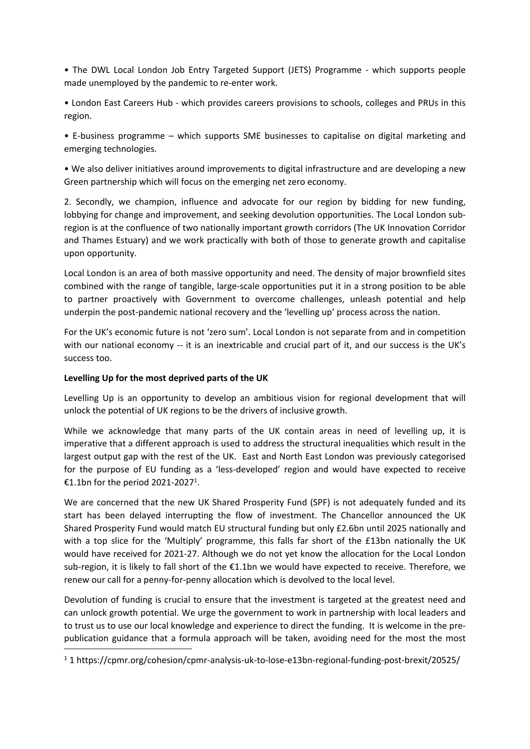- The DWL Local London Job Entry Targeted Support (JETS) Programme - which supports people made unemployed by the pandemic to re-enter work.
- London East Careers Hub - which provides careers provisions to schools, colleges and PRUs in this region.
- E-business programme – which supports SME businesses to capitalise on digital marketing and emerging technologies.
- We also deliver initiatives around improvements to digital infrastructure and are developing a new Green partnership which will focus on the emerging net zero economy.

2. Secondly, we champion, influence and advocate for our region by bidding for new funding, lobbying for change and improvement, and seeking devolution opportunities. The Local London sub-region is at the confluence of two nationally important growth corridors (The UK Innovation Corridor and Thames Estuary) and we work practically with both of those to generate growth and capitalise upon opportunity.

Local London is an area of both massive opportunity and need. The density of major brownfield sites combined with the range of tangible, large-scale opportunities put it in a strong position to be able to partner proactively with Government to overcome challenges, unleash potential and help underpin the post-pandemic national recovery and the 'levelling up' process across the nation.

For the UK's economic future is not 'zero sum'. Local London is not separate from and in competition with our national economy -- it is an inextricable and crucial part of it, and our success is the UK's success too.

**Levelling Up for the most deprived parts of the UK**

Levelling Up is an opportunity to develop an ambitious vision for regional development that will unlock the potential of UK regions to be the drivers of inclusive growth.

While we acknowledge that many parts of the UK contain areas in need of levelling up, it is imperative that a different approach is used to address the structural inequalities which result in the largest output gap with the rest of the UK. East and North East London was previously categorised for the purpose of EU funding as a 'less-developed' region and would have expected to receive €1.1bn for the period 2021-2027[1].

We are concerned that the new UK Shared Prosperity Fund (SPF) is not adequately funded and its start has been delayed interrupting the flow of investment. The Chancellor announced the UK Shared Prosperity Fund would match EU structural funding but only £2.6bn until 2025 nationally and with a top slice for the 'Multiply' programme, this falls far short of the £13bn nationally the UK would have received for 2021-27. Although we do not yet know the allocation for the Local London sub-region, it is likely to fall short of the €1.1bn we would have expected to receive. Therefore, we renew our call for a penny-for-penny allocation which is devolved to the local level.

Devolution of funding is crucial to ensure that the investment is targeted at the greatest need and can unlock growth potential. We urge the government to work in partnership with local leaders and to trust us to use our local knowledge and experience to direct the funding. It is welcome in the pre-publication guidance that a formula approach will be taken, avoiding need for the most the most

---

[1] 1 https://cpmr.org/cohesion/cpmr-analysis-uk-to-lose-e13bn-regional-funding-post-brexit/20525/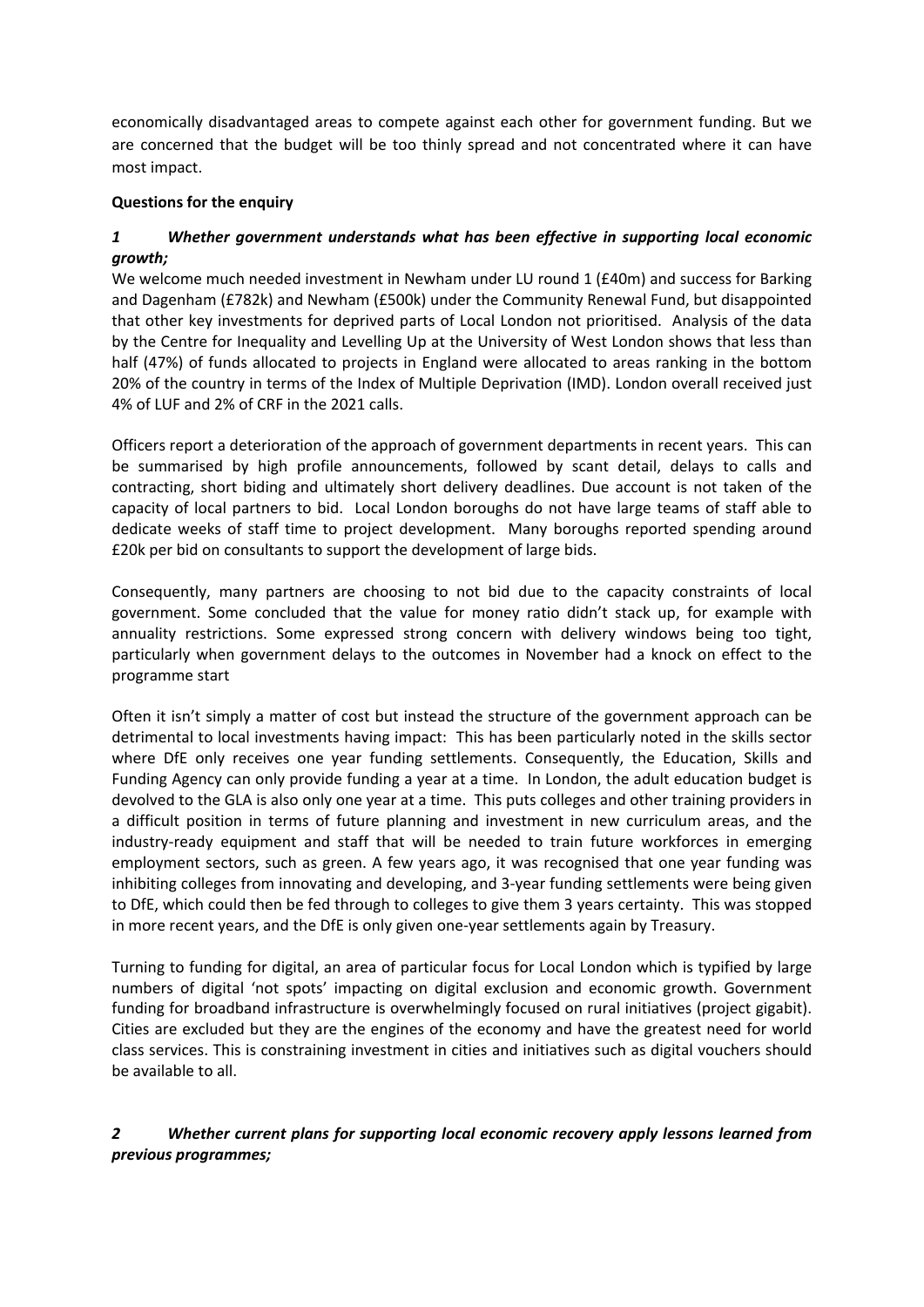economically disadvantaged areas to compete against each other for government funding. But we are concerned that the budget will be too thinly spread and not concentrated where it can have most impact.

**Questions for the enquiry**

### *1 Whether government understands what has been effective in supporting local economic growth;*

We welcome much needed investment in Newham under LU round 1 (£40m) and success for Barking and Dagenham (£782k) and Newham (£500k) under the Community Renewal Fund, but disappointed that other key investments for deprived parts of Local London not prioritised. Analysis of the data by the Centre for Inequality and Levelling Up at the University of West London shows that less than half (47%) of funds allocated to projects in England were allocated to areas ranking in the bottom 20% of the country in terms of the Index of Multiple Deprivation (IMD). London overall received just 4% of LUF and 2% of CRF in the 2021 calls.

Officers report a deterioration of the approach of government departments in recent years. This can be summarised by high profile announcements, followed by scant detail, delays to calls and contracting, short biding and ultimately short delivery deadlines. Due account is not taken of the capacity of local partners to bid. Local London boroughs do not have large teams of staff able to dedicate weeks of staff time to project development. Many boroughs reported spending around £20k per bid on consultants to support the development of large bids.

Consequently, many partners are choosing to not bid due to the capacity constraints of local government. Some concluded that the value for money ratio didn't stack up, for example with annuality restrictions. Some expressed strong concern with delivery windows being too tight, particularly when government delays to the outcomes in November had a knock on effect to the programme start

Often it isn't simply a matter of cost but instead the structure of the government approach can be detrimental to local investments having impact: This has been particularly noted in the skills sector where DfE only receives one year funding settlements. Consequently, the Education, Skills and Funding Agency can only provide funding a year at a time. In London, the adult education budget is devolved to the GLA is also only one year at a time. This puts colleges and other training providers in a difficult position in terms of future planning and investment in new curriculum areas, and the industry-ready equipment and staff that will be needed to train future workforces in emerging employment sectors, such as green. A few years ago, it was recognised that one year funding was inhibiting colleges from innovating and developing, and 3-year funding settlements were being given to DfE, which could then be fed through to colleges to give them 3 years certainty. This was stopped in more recent years, and the DfE is only given one-year settlements again by Treasury.

Turning to funding for digital, an area of particular focus for Local London which is typified by large numbers of digital 'not spots' impacting on digital exclusion and economic growth. Government funding for broadband infrastructure is overwhelmingly focused on rural initiatives (project gigabit). Cities are excluded but they are the engines of the economy and have the greatest need for world class services. This is constraining investment in cities and initiatives such as digital vouchers should be available to all.

### *2 Whether current plans for supporting local economic recovery apply lessons learned from previous programmes;*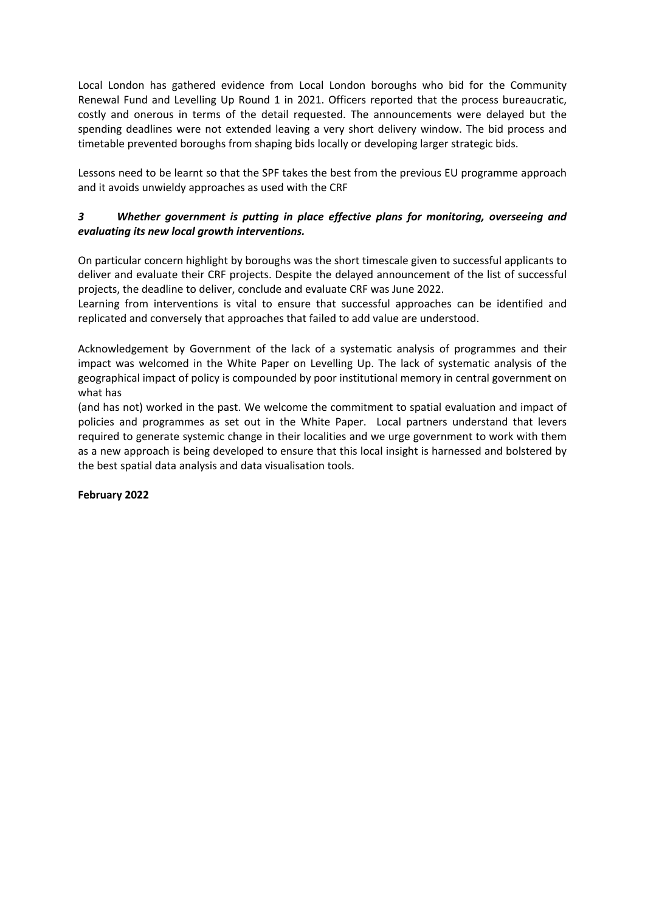Local London has gathered evidence from Local London boroughs who bid for the Community Renewal Fund and Levelling Up Round 1 in 2021. Officers reported that the process bureaucratic, costly and onerous in terms of the detail requested. The announcements were delayed but the spending deadlines were not extended leaving a very short delivery window. The bid process and timetable prevented boroughs from shaping bids locally or developing larger strategic bids.

Lessons need to be learnt so that the SPF takes the best from the previous EU programme approach and it avoids unwieldy approaches as used with the CRF

### *3 Whether government is putting in place effective plans for monitoring, overseeing and evaluating its new local growth interventions.*

On particular concern highlight by boroughs was the short timescale given to successful applicants to deliver and evaluate their CRF projects. Despite the delayed announcement of the list of successful projects, the deadline to deliver, conclude and evaluate CRF was June 2022.
Learning from interventions is vital to ensure that successful approaches can be identified and replicated and conversely that approaches that failed to add value are understood.

Acknowledgement by Government of the lack of a systematic analysis of programmes and their impact was welcomed in the White Paper on Levelling Up. The lack of systematic analysis of the geographical impact of policy is compounded by poor institutional memory in central government on what has
(and has not) worked in the past. We welcome the commitment to spatial evaluation and impact of policies and programmes as set out in the White Paper. Local partners understand that levers required to generate systemic change in their localities and we urge government to work with them as a new approach is being developed to ensure that this local insight is harnessed and bolstered by the best spatial data analysis and data visualisation tools.

**February 2022**